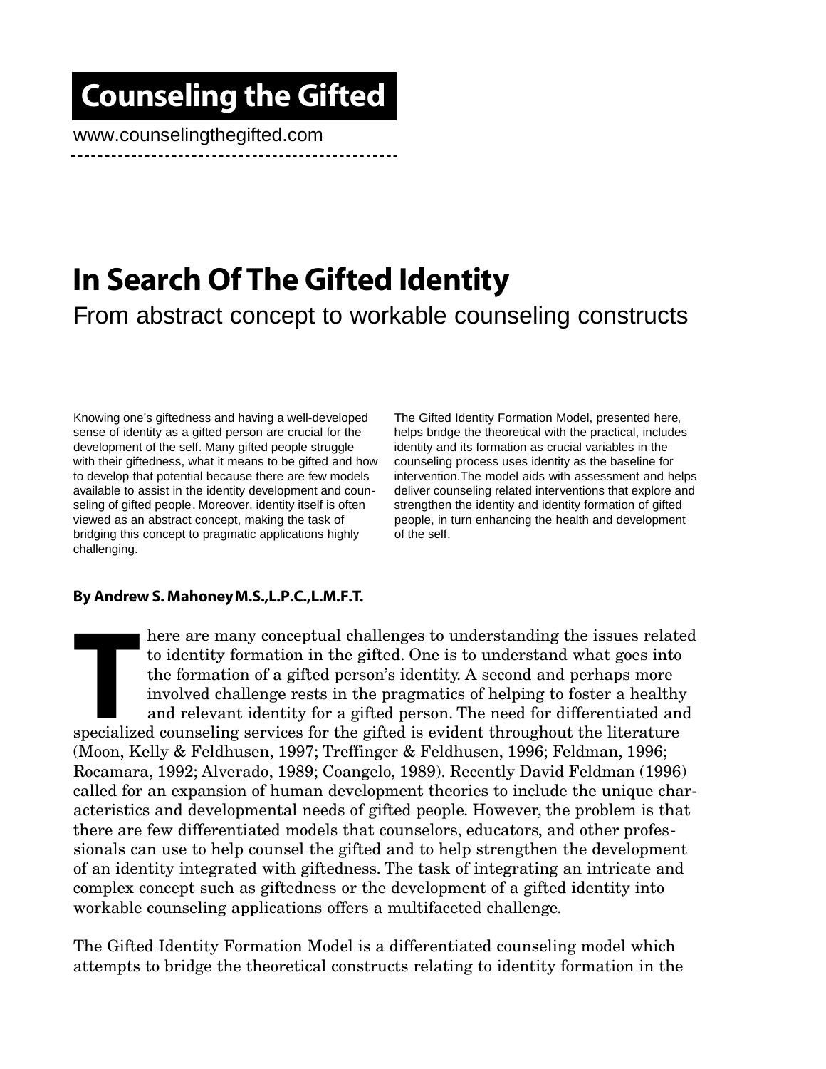# Counseling the Gifted

www.counselingthegifted.com

# In Search Of The Gifted Identity

## From abstract concept to workable counseling constructs

Knowing one's giftedness and having a well-developed sense of identity as a gifted person are crucial for the development of the self. Many gifted people struggle with their giftedness, what it means to be gifted and how to develop that potential because there are few models available to assist in the identity development and counseling of gifted people. Moreover, identity itself is often viewed as an abstract concept, making the task of bridging this concept to pragmatic applications highly challenging.

The Gifted Identity Formation Model, presented here, helps bridge the theoretical with the practical, includes identity and its formation as crucial variables in the counseling process uses identity as the baseline for intervention. The model aids with assessment and helps deliver counseling related interventions that explore and strengthen the identity and identity formation of gifted people, in turn enhancing the health and development of the self.

**By Andrew S. Mahoney M.S., L.P.C., L.M.F.T.**

There are many conceptual challenges to understanding the issues related to identity formation in the gifted. One is to understand what goes into the formation of a gifted person's identity. A second and perhaps more involved challenge rests in the pragmatics of helping to foster a healthy and relevant identity for a gifted person. The need for differentiated and specialized counseling services for the gifted is evident throughout the literature (Moon, Kelly & Feldhusen, 1997; Treffinger & Feldhusen, 1996; Feldman, 1996; Rocamara, 1992; Alverado, 1989; Coangelo, 1989). Recently David Feldman (1996) called for an expansion of human development theories to include the unique characteristics and developmental needs of gifted people. However, the problem is that there are few differentiated models that counselors, educators, and other professionals can use to help counsel the gifted and to help strengthen the development of an identity integrated with giftedness. The task of integrating an intricate and complex concept such as giftedness or the development of a gifted identity into workable counseling applications offers a multifaceted challenge.

The Gifted Identity Formation Model is a differentiated counseling model which attempts to bridge the theoretical constructs relating to identity formation in the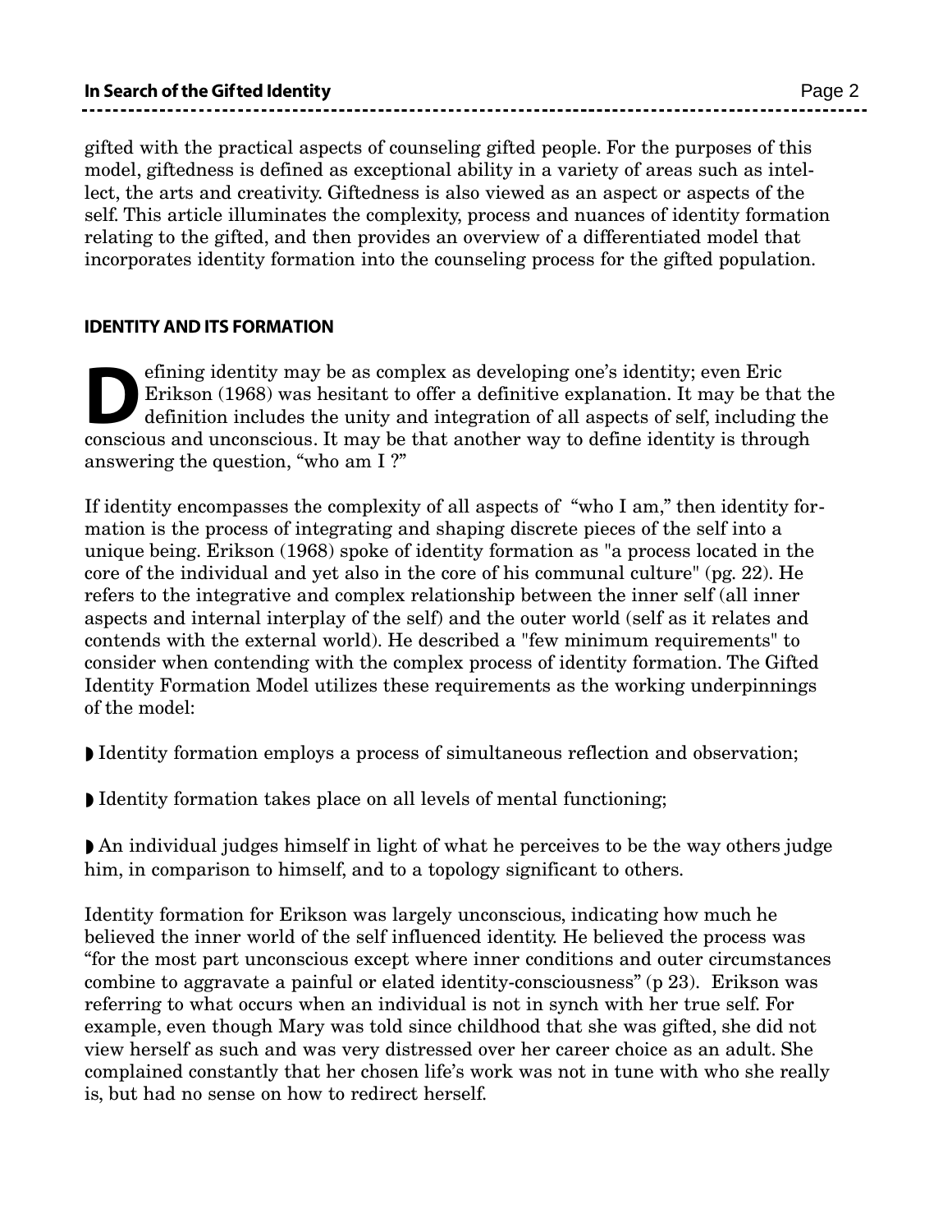gifted with the practical aspects of counseling gifted people. For the purposes of this model, giftedness is defined as exceptional ability in a variety of areas such as intellect, the arts and creativity. Giftedness is also viewed as an aspect or aspects of the self. This article illuminates the complexity, process and nuances of identity formation relating to the gifted, and then provides an overview of a differentiated model that incorporates identity formation into the counseling process for the gifted population.

## IDENTITY AND ITS FORMATION

Defining identity may be as complex as developing one's identity; even Eric Erikson (1968) was hesitant to offer a definitive explanation. It may be that the definition includes the unity and integration of all aspects of self, including the conscious and unconscious. It may be that another way to define identity is through answering the question, "who am I ?"

If identity encompasses the complexity of all aspects of "who I am," then identity formation is the process of integrating and shaping discrete pieces of the self into a unique being. Erikson (1968) spoke of identity formation as "a process located in the core of the individual and yet also in the core of his communal culture" (pg. 22). He refers to the integrative and complex relationship between the inner self (all inner aspects and internal interplay of the self) and the outer world (self as it relates and contends with the external world). He described a "few minimum requirements" to consider when contending with the complex process of identity formation. The Gifted Identity Formation Model utilizes these requirements as the working underpinnings of the model:

- Identity formation employs a process of simultaneous reflection and observation;

- Identity formation takes place on all levels of mental functioning;

- An individual judges himself in light of what he perceives to be the way others judge him, in comparison to himself, and to a topology significant to others.

Identity formation for Erikson was largely unconscious, indicating how much he believed the inner world of the self influenced identity. He believed the process was "for the most part unconscious except where inner conditions and outer circumstances combine to aggravate a painful or elated identity-consciousness" (p 23). Erikson was referring to what occurs when an individual is not in synch with her true self. For example, even though Mary was told since childhood that she was gifted, she did not view herself as such and was very distressed over her career choice as an adult. She complained constantly that her chosen life's work was not in tune with who she really is, but had no sense on how to redirect herself.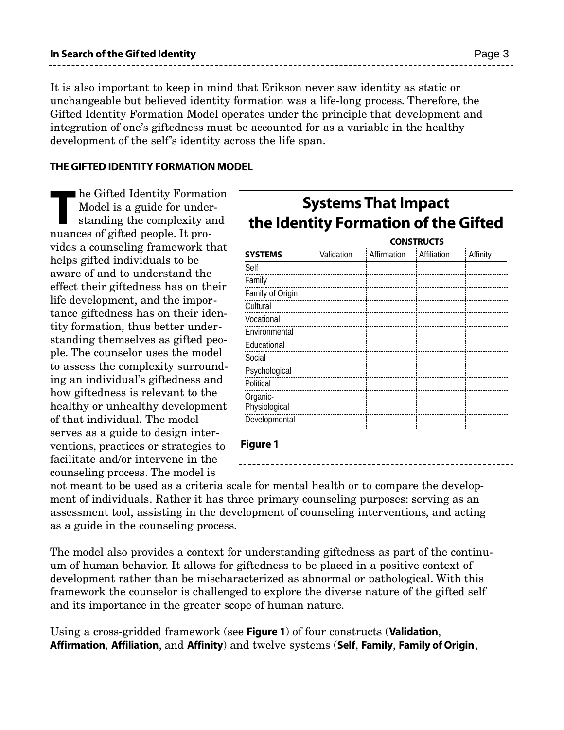It is also important to keep in mind that Erikson never saw identity as static or unchangeable but believed identity formation was a life-long process. Therefore, the Gifted Identity Formation Model operates under the principle that development and integration of one's giftedness must be accounted for as a variable in the healthy development of the self's identity across the life span.

## THE GIFTED IDENTITY FORMATION MODEL

The Gifted Identity Formation Model is a guide for understanding the complexity and nuances of gifted people. It provides a counseling framework that helps gifted individuals to be aware of and to understand the effect their giftedness has on their life development, and the importance giftedness has on their identity formation, thus better understanding themselves as gifted people. The counselor uses the model to assess the complexity surrounding an individual's giftedness and how giftedness is relevant to the healthy or unhealthy development of that individual. The model serves as a guide to design interventions, practices or strategies to facilitate and/or intervene in the counseling process. The model is not meant to be used as a criteria scale for mental health or to compare the development of individuals. Rather it has three primary counseling purposes: serving as an assessment tool, assisting in the development of counseling interventions, and acting as a guide in the counseling process.

**Systems That Impact the Identity Formation of the Gifted**

| | CONSTRUCTS | | | |
|---|---|---|---|---|
| **SYSTEMS** | Validation | Affirmation | Affiliation | Affinity |
| Self | | | | |
| Family | | | | |
| Family of Origin | | | | |
| Cultural | | | | |
| Vocational | | | | |
| Environmental | | | | |
| Educational | | | | |
| Social | | | | |
| Psychological | | | | |
| Political | | | | |
| Organic-Physiological | | | | |
| Developmental | | | | |

**Figure 1**

The model also provides a context for understanding giftedness as part of the continuum of human behavior. It allows for giftedness to be placed in a positive context of development rather than be mischaracterized as abnormal or pathological. With this framework the counselor is challenged to explore the diverse nature of the gifted self and its importance in the greater scope of human nature.

Using a cross-gridded framework (see **Figure 1**) of four constructs (**Validation**, **Affirmation**, **Affiliation**, and **Affinity**) and twelve systems (**Self**, **Family**, **Family of Origin**,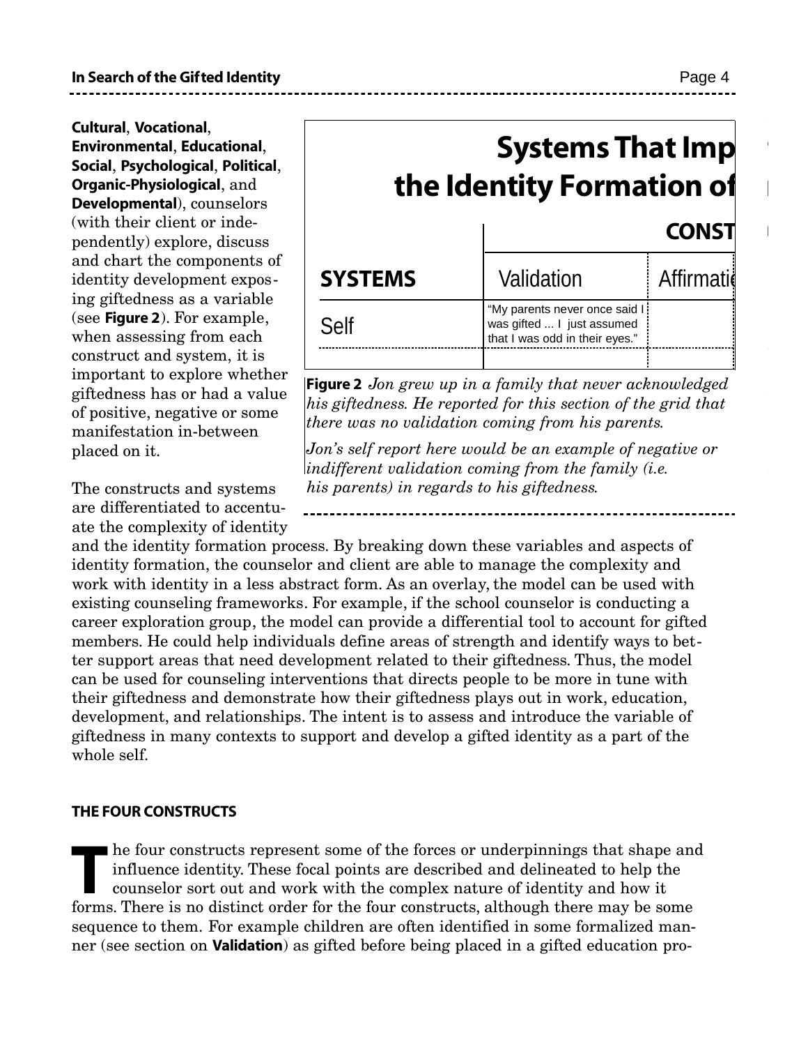**Cultural**, **Vocational**, **Environmental**, **Educational**, **Social**, **Psychological**, **Political**, **Organic-Physiological**, and **Developmental**), counselors (with their client or independently) explore, discuss and chart the components of identity development exposing giftedness as a variable (see **Figure 2**). For example, when assessing from each construct and system, it is important to explore whether giftedness has or had a value of positive, negative or some manifestation in-between placed on it.

**Systems That Imp the Identity Formation of**

| | CONST | |
|---|---|---|
| **SYSTEMS** | Validation | Affirmati |
| Self | "My parents never once said I was gifted ... I just assumed that I was odd in their eyes." | |
| | | |

**Figure 2** *Jon grew up in a family that never acknowledged his giftedness. He reported for this section of the grid that there was no validation coming from his parents.*

*Jon's self report here would be an example of negative or indifferent validation coming from the family (i.e. his parents) in regards to his giftedness.*

The constructs and systems are differentiated to accentuate the complexity of identity and the identity formation process. By breaking down these variables and aspects of identity formation, the counselor and client are able to manage the complexity and work with identity in a less abstract form. As an overlay, the model can be used with existing counseling frameworks. For example, if the school counselor is conducting a career exploration group, the model can provide a differential tool to account for gifted members. He could help individuals define areas of strength and identify ways to better support areas that need development related to their giftedness. Thus, the model can be used for counseling interventions that directs people to be more in tune with their giftedness and demonstrate how their giftedness plays out in work, education, development, and relationships. The intent is to assess and introduce the variable of giftedness in many contexts to support and develop a gifted identity as a part of the whole self.

## THE FOUR CONSTRUCTS

The four constructs represent some of the forces or underpinnings that shape and influence identity. These focal points are described and delineated to help the counselor sort out and work with the complex nature of identity and how it forms. There is no distinct order for the four constructs, although there may be some sequence to them. For example children are often identified in some formalized manner (see section on **Validation**) as gifted before being placed in a gifted education pro-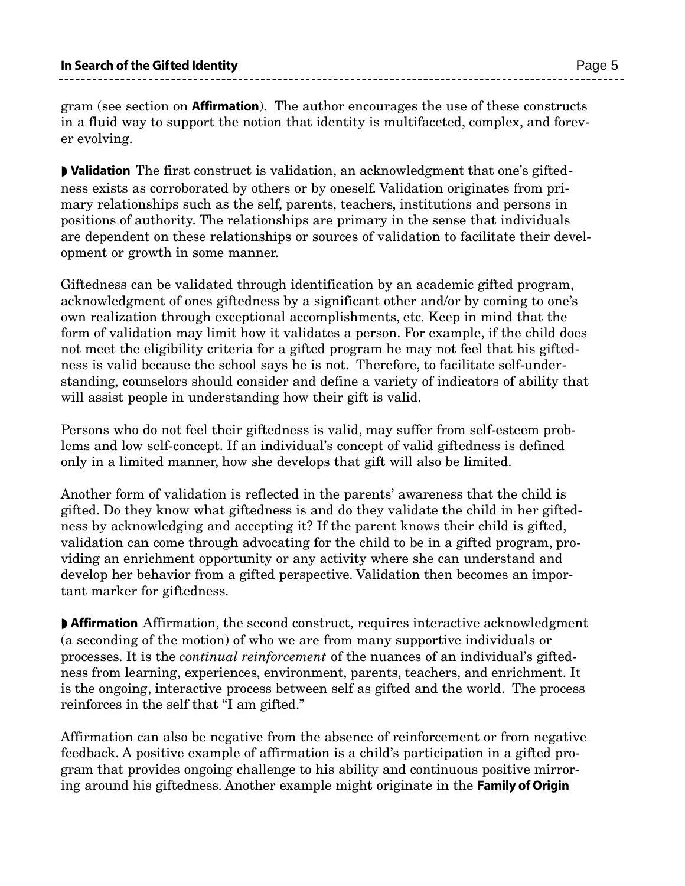gram (see section on **Affirmation**). The author encourages the use of these constructs in a fluid way to support the notion that identity is multifaceted, complex, and forever evolving.

◗ **Validation** The first construct is validation, an acknowledgment that one's giftedness exists as corroborated by others or by oneself. Validation originates from primary relationships such as the self, parents, teachers, institutions and persons in positions of authority. The relationships are primary in the sense that individuals are dependent on these relationships or sources of validation to facilitate their development or growth in some manner.

Giftedness can be validated through identification by an academic gifted program, acknowledgment of ones giftedness by a significant other and/or by coming to one's own realization through exceptional accomplishments, etc. Keep in mind that the form of validation may limit how it validates a person. For example, if the child does not meet the eligibility criteria for a gifted program he may not feel that his giftedness is valid because the school says he is not. Therefore, to facilitate self-understanding, counselors should consider and define a variety of indicators of ability that will assist people in understanding how their gift is valid.

Persons who do not feel their giftedness is valid, may suffer from self-esteem problems and low self-concept. If an individual's concept of valid giftedness is defined only in a limited manner, how she develops that gift will also be limited.

Another form of validation is reflected in the parents' awareness that the child is gifted. Do they know what giftedness is and do they validate the child in her giftedness by acknowledging and accepting it? If the parent knows their child is gifted, validation can come through advocating for the child to be in a gifted program, providing an enrichment opportunity or any activity where she can understand and develop her behavior from a gifted perspective. Validation then becomes an important marker for giftedness.

◗ **Affirmation** Affirmation, the second construct, requires interactive acknowledgment (a seconding of the motion) of who we are from many supportive individuals or processes. It is the *continual reinforcement* of the nuances of an individual's giftedness from learning, experiences, environment, parents, teachers, and enrichment. It is the ongoing, interactive process between self as gifted and the world. The process reinforces in the self that "I am gifted."

Affirmation can also be negative from the absence of reinforcement or from negative feedback. A positive example of affirmation is a child's participation in a gifted program that provides ongoing challenge to his ability and continuous positive mirroring around his giftedness. Another example might originate in the **Family of Origin**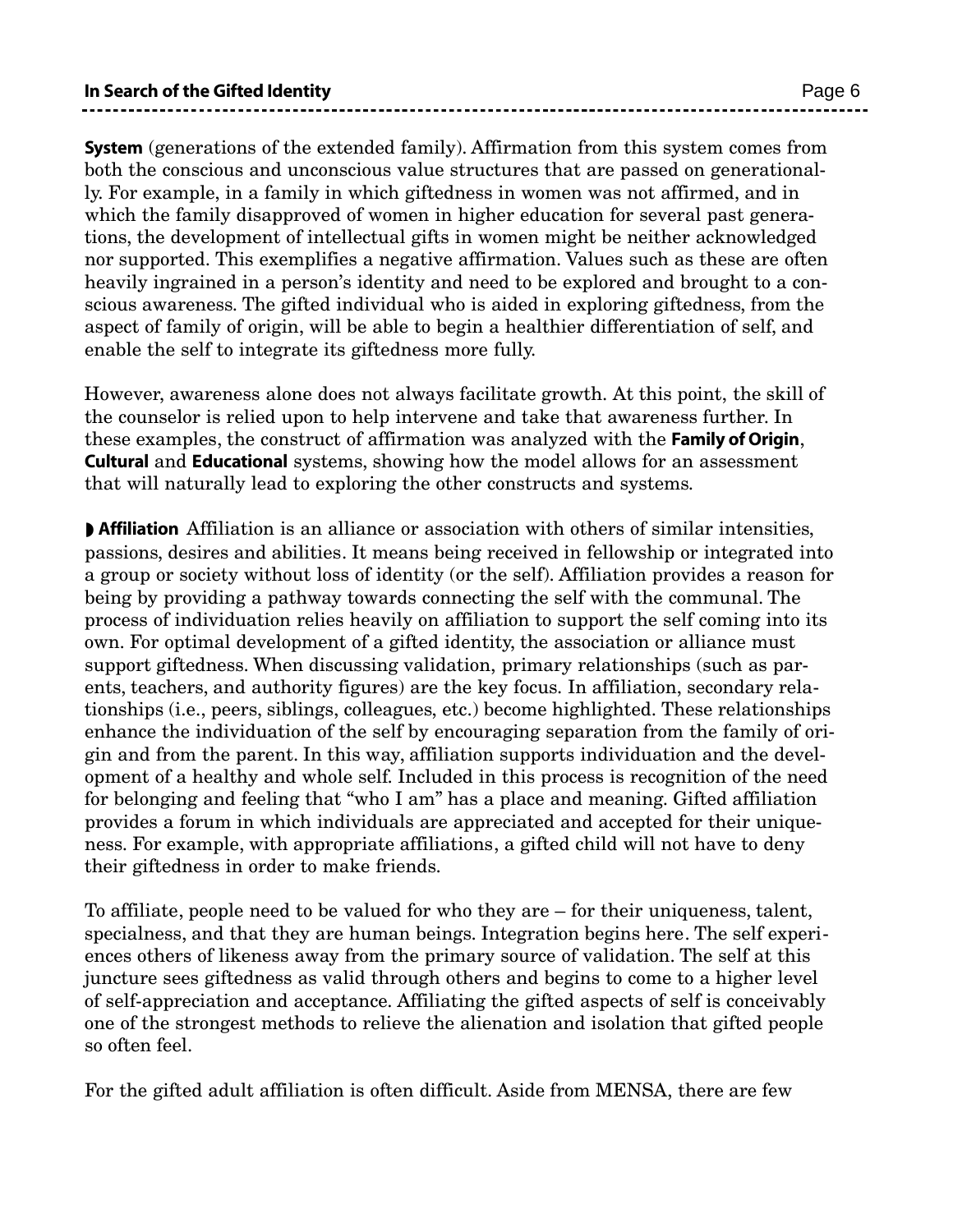**System** (generations of the extended family). Affirmation from this system comes from both the conscious and unconscious value structures that are passed on generationally. For example, in a family in which giftedness in women was not affirmed, and in which the family disapproved of women in higher education for several past generations, the development of intellectual gifts in women might be neither acknowledged nor supported. This exemplifies a negative affirmation. Values such as these are often heavily ingrained in a person's identity and need to be explored and brought to a conscious awareness. The gifted individual who is aided in exploring giftedness, from the aspect of family of origin, will be able to begin a healthier differentiation of self, and enable the self to integrate its giftedness more fully.

However, awareness alone does not always facilitate growth. At this point, the skill of the counselor is relied upon to help intervene and take that awareness further. In these examples, the construct of affirmation was analyzed with the **Family of Origin**, **Cultural** and **Educational** systems, showing how the model allows for an assessment that will naturally lead to exploring the other constructs and systems.

◗ **Affiliation** Affiliation is an alliance or association with others of similar intensities, passions, desires and abilities. It means being received in fellowship or integrated into a group or society without loss of identity (or the self). Affiliation provides a reason for being by providing a pathway towards connecting the self with the communal. The process of individuation relies heavily on affiliation to support the self coming into its own. For optimal development of a gifted identity, the association or alliance must support giftedness. When discussing validation, primary relationships (such as parents, teachers, and authority figures) are the key focus. In affiliation, secondary relationships (i.e., peers, siblings, colleagues, etc.) become highlighted. These relationships enhance the individuation of the self by encouraging separation from the family of origin and from the parent. In this way, affiliation supports individuation and the development of a healthy and whole self. Included in this process is recognition of the need for belonging and feeling that "who I am" has a place and meaning. Gifted affiliation provides a forum in which individuals are appreciated and accepted for their uniqueness. For example, with appropriate affiliations, a gifted child will not have to deny their giftedness in order to make friends.

To affiliate, people need to be valued for who they are – for their uniqueness, talent, specialness, and that they are human beings. Integration begins here. The self experiences others of likeness away from the primary source of validation. The self at this juncture sees giftedness as valid through others and begins to come to a higher level of self-appreciation and acceptance. Affiliating the gifted aspects of self is conceivably one of the strongest methods to relieve the alienation and isolation that gifted people so often feel.

For the gifted adult affiliation is often difficult. Aside from MENSA, there are few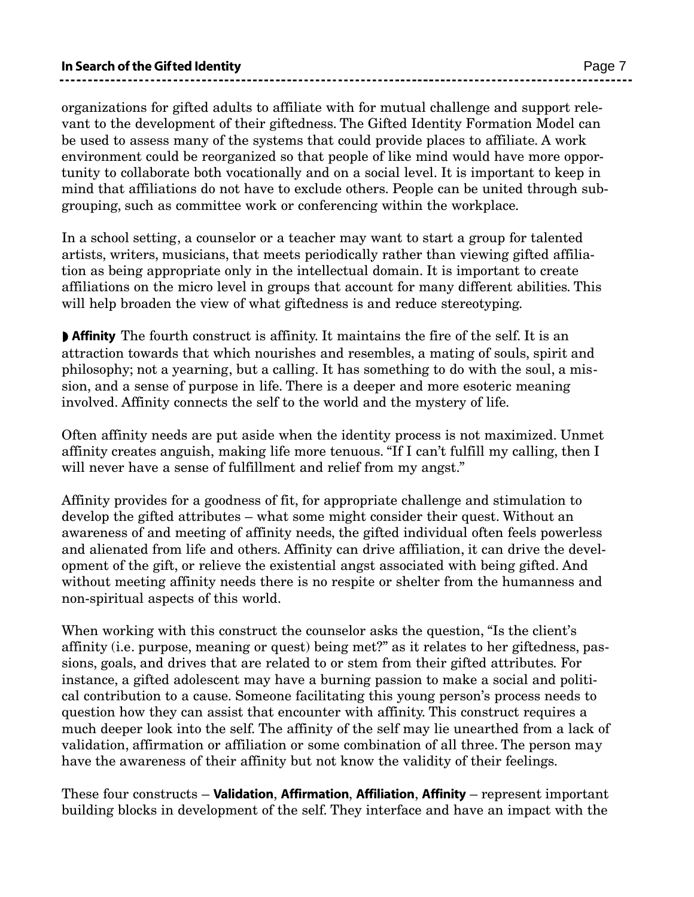organizations for gifted adults to affiliate with for mutual challenge and support relevant to the development of their giftedness. The Gifted Identity Formation Model can be used to assess many of the systems that could provide places to affiliate. A work environment could be reorganized so that people of like mind would have more opportunity to collaborate both vocationally and on a social level. It is important to keep in mind that affiliations do not have to exclude others. People can be united through subgrouping, such as committee work or conferencing within the workplace.

In a school setting, a counselor or a teacher may want to start a group for talented artists, writers, musicians, that meets periodically rather than viewing gifted affiliation as being appropriate only in the intellectual domain. It is important to create affiliations on the micro level in groups that account for many different abilities. This will help broaden the view of what giftedness is and reduce stereotyping.

◗ **Affinity** The fourth construct is affinity. It maintains the fire of the self. It is an attraction towards that which nourishes and resembles, a mating of souls, spirit and philosophy; not a yearning, but a calling. It has something to do with the soul, a mission, and a sense of purpose in life. There is a deeper and more esoteric meaning involved. Affinity connects the self to the world and the mystery of life.

Often affinity needs are put aside when the identity process is not maximized. Unmet affinity creates anguish, making life more tenuous. "If I can't fulfill my calling, then I will never have a sense of fulfillment and relief from my angst."

Affinity provides for a goodness of fit, for appropriate challenge and stimulation to develop the gifted attributes – what some might consider their quest. Without an awareness of and meeting of affinity needs, the gifted individual often feels powerless and alienated from life and others. Affinity can drive affiliation, it can drive the development of the gift, or relieve the existential angst associated with being gifted. And without meeting affinity needs there is no respite or shelter from the humanness and non-spiritual aspects of this world.

When working with this construct the counselor asks the question, "Is the client's affinity (i.e. purpose, meaning or quest) being met?" as it relates to her giftedness, passions, goals, and drives that are related to or stem from their gifted attributes. For instance, a gifted adolescent may have a burning passion to make a social and political contribution to a cause. Someone facilitating this young person's process needs to question how they can assist that encounter with affinity. This construct requires a much deeper look into the self. The affinity of the self may lie unearthed from a lack of validation, affirmation or affiliation or some combination of all three. The person may have the awareness of their affinity but not know the validity of their feelings.

These four constructs – **Validation**, **Affirmation**, **Affiliation**, **Affinity** – represent important building blocks in development of the self. They interface and have an impact with the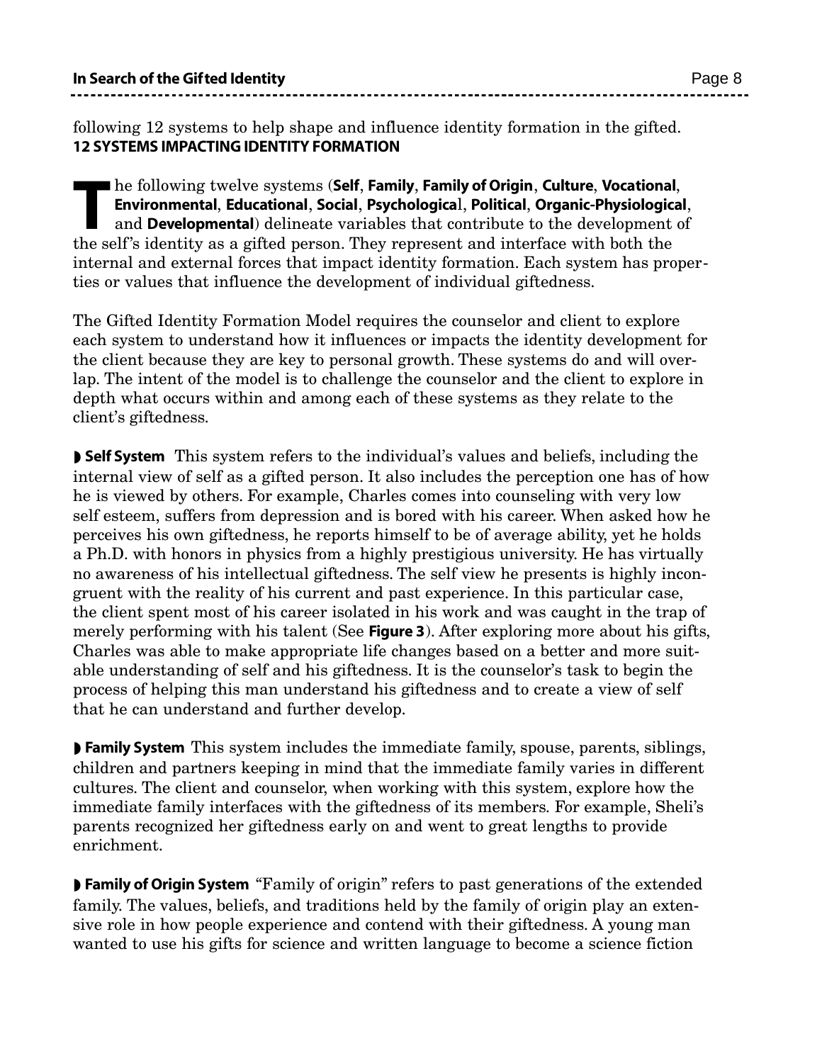following 12 systems to help shape and influence identity formation in the gifted.

## 12 SYSTEMS IMPACTING IDENTITY FORMATION

The following twelve systems (**Self**, **Family**, **Family of Origin**, **Culture**, **Vocational**, **Environmental**, **Educational**, **Social**, **Psychological**, **Political**, **Organic-Physiological**, and **Developmental**) delineate variables that contribute to the development of the self's identity as a gifted person. They represent and interface with both the internal and external forces that impact identity formation. Each system has properties or values that influence the development of individual giftedness.

The Gifted Identity Formation Model requires the counselor and client to explore each system to understand how it influences or impacts the identity development for the client because they are key to personal growth. These systems do and will overlap. The intent of the model is to challenge the counselor and the client to explore in depth what occurs within and among each of these systems as they relate to the client's giftedness.

◗ **Self System** This system refers to the individual's values and beliefs, including the internal view of self as a gifted person. It also includes the perception one has of how he is viewed by others. For example, Charles comes into counseling with very low self esteem, suffers from depression and is bored with his career. When asked how he perceives his own giftedness, he reports himself to be of average ability, yet he holds a Ph.D. with honors in physics from a highly prestigious university. He has virtually no awareness of his intellectual giftedness. The self view he presents is highly incongruent with the reality of his current and past experience. In this particular case, the client spent most of his career isolated in his work and was caught in the trap of merely performing with his talent (See **Figure 3**). After exploring more about his gifts, Charles was able to make appropriate life changes based on a better and more suitable understanding of self and his giftedness. It is the counselor's task to begin the process of helping this man understand his giftedness and to create a view of self that he can understand and further develop.

◗ **Family System** This system includes the immediate family, spouse, parents, siblings, children and partners keeping in mind that the immediate family varies in different cultures. The client and counselor, when working with this system, explore how the immediate family interfaces with the giftedness of its members. For example, Sheli's parents recognized her giftedness early on and went to great lengths to provide enrichment.

◗ **Family of Origin System** "Family of origin" refers to past generations of the extended family. The values, beliefs, and traditions held by the family of origin play an extensive role in how people experience and contend with their giftedness. A young man wanted to use his gifts for science and written language to become a science fiction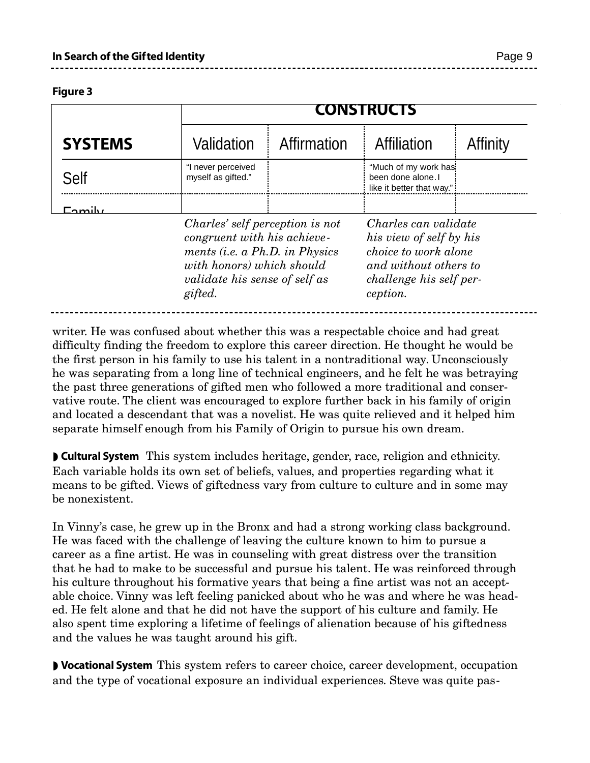**Figure 3**

| SYSTEMS | CONSTRUCTS | | | |
|---|---|---|---|---|
| | Validation | Affirmation | Affiliation | Affinity |
| Self | "I never perceived myself as gifted." | | "Much of my work has been done alone. I like it better that way." | |
| Family | | | | |

*Charles' self perception is not congruent with his achievements (i.e. a Ph.D. in Physics with honors) which should validate his sense of self as gifted.*

*Charles can validate his view of self by his choice to work alone and without others to challenge his self perception.*

writer. He was confused about whether this was a respectable choice and had great difficulty finding the freedom to explore this career direction. He thought he would be the first person in his family to use his talent in a nontraditional way. Unconsciously he was separating from a long line of technical engineers, and he felt he was betraying the past three generations of gifted men who followed a more traditional and conservative route. The client was encouraged to explore further back in his family of origin and located a descendant that was a novelist. He was quite relieved and it helped him separate himself enough from his Family of Origin to pursue his own dream.

◗ **Cultural System** This system includes heritage, gender, race, religion and ethnicity. Each variable holds its own set of beliefs, values, and properties regarding what it means to be gifted. Views of giftedness vary from culture to culture and in some may be nonexistent.

In Vinny's case, he grew up in the Bronx and had a strong working class background. He was faced with the challenge of leaving the culture known to him to pursue a career as a fine artist. He was in counseling with great distress over the transition that he had to make to be successful and pursue his talent. He was reinforced through his culture throughout his formative years that being a fine artist was not an acceptable choice. Vinny was left feeling panicked about who he was and where he was headed. He felt alone and that he did not have the support of his culture and family. He also spent time exploring a lifetime of feelings of alienation because of his giftedness and the values he was taught around his gift.

◗ **Vocational System** This system refers to career choice, career development, occupation and the type of vocational exposure an individual experiences. Steve was quite pas-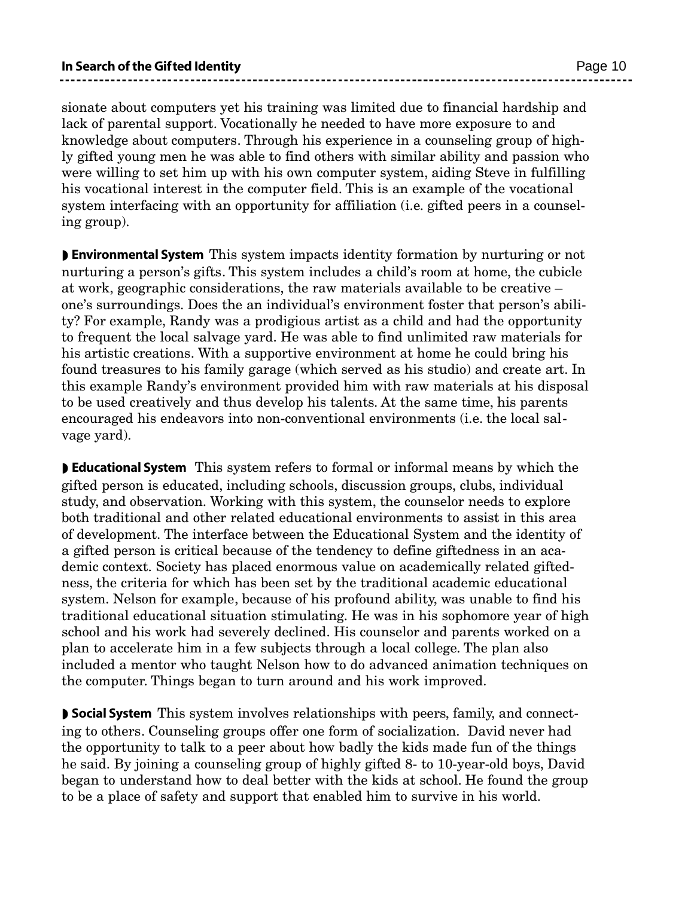sionate about computers yet his training was limited due to financial hardship and lack of parental support. Vocationally he needed to have more exposure to and knowledge about computers. Through his experience in a counseling group of highly gifted young men he was able to find others with similar ability and passion who were willing to set him up with his own computer system, aiding Steve in fulfilling his vocational interest in the computer field. This is an example of the vocational system interfacing with an opportunity for affiliation (i.e. gifted peers in a counseling group).

◗ **Environmental System** This system impacts identity formation by nurturing or not nurturing a person's gifts. This system includes a child's room at home, the cubicle at work, geographic considerations, the raw materials available to be creative – one's surroundings. Does the an individual's environment foster that person's ability? For example, Randy was a prodigious artist as a child and had the opportunity to frequent the local salvage yard. He was able to find unlimited raw materials for his artistic creations. With a supportive environment at home he could bring his found treasures to his family garage (which served as his studio) and create art. In this example Randy's environment provided him with raw materials at his disposal to be used creatively and thus develop his talents. At the same time, his parents encouraged his endeavors into non-conventional environments (i.e. the local salvage yard).

◗ **Educational System** This system refers to formal or informal means by which the gifted person is educated, including schools, discussion groups, clubs, individual study, and observation. Working with this system, the counselor needs to explore both traditional and other related educational environments to assist in this area of development. The interface between the Educational System and the identity of a gifted person is critical because of the tendency to define giftedness in an academic context. Society has placed enormous value on academically related giftedness, the criteria for which has been set by the traditional academic educational system. Nelson for example, because of his profound ability, was unable to find his traditional educational situation stimulating. He was in his sophomore year of high school and his work had severely declined. His counselor and parents worked on a plan to accelerate him in a few subjects through a local college. The plan also included a mentor who taught Nelson how to do advanced animation techniques on the computer. Things began to turn around and his work improved.

◗ **Social System** This system involves relationships with peers, family, and connecting to others. Counseling groups offer one form of socialization. David never had the opportunity to talk to a peer about how badly the kids made fun of the things he said. By joining a counseling group of highly gifted 8- to 10-year-old boys, David began to understand how to deal better with the kids at school. He found the group to be a place of safety and support that enabled him to survive in his world.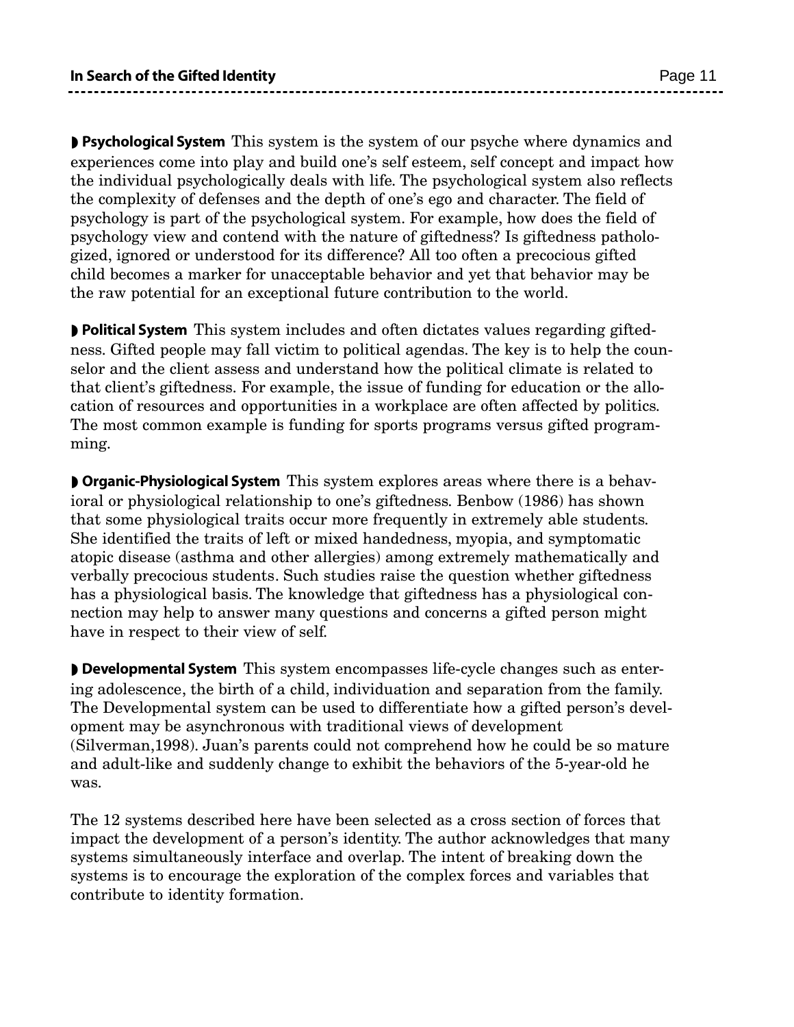**Psychological System** This system is the system of our psyche where dynamics and experiences come into play and build one's self esteem, self concept and impact how the individual psychologically deals with life. The psychological system also reflects the complexity of defenses and the depth of one's ego and character. The field of psychology is part of the psychological system. For example, how does the field of psychology view and contend with the nature of giftedness? Is giftedness pathologized, ignored or understood for its difference? All too often a precocious gifted child becomes a marker for unacceptable behavior and yet that behavior may be the raw potential for an exceptional future contribution to the world.

**Political System** This system includes and often dictates values regarding giftedness. Gifted people may fall victim to political agendas. The key is to help the counselor and the client assess and understand how the political climate is related to that client's giftedness. For example, the issue of funding for education or the allocation of resources and opportunities in a workplace are often affected by politics. The most common example is funding for sports programs versus gifted programming.

**Organic-Physiological System** This system explores areas where there is a behavioral or physiological relationship to one's giftedness. Benbow (1986) has shown that some physiological traits occur more frequently in extremely able students. She identified the traits of left or mixed handedness, myopia, and symptomatic atopic disease (asthma and other allergies) among extremely mathematically and verbally precocious students. Such studies raise the question whether giftedness has a physiological basis. The knowledge that giftedness has a physiological connection may help to answer many questions and concerns a gifted person might have in respect to their view of self.

**Developmental System** This system encompasses life-cycle changes such as entering adolescence, the birth of a child, individuation and separation from the family. The Developmental system can be used to differentiate how a gifted person's development may be asynchronous with traditional views of development (Silverman,1998). Juan's parents could not comprehend how he could be so mature and adult-like and suddenly change to exhibit the behaviors of the 5-year-old he was.

The 12 systems described here have been selected as a cross section of forces that impact the development of a person's identity. The author acknowledges that many systems simultaneously interface and overlap. The intent of breaking down the systems is to encourage the exploration of the complex forces and variables that contribute to identity formation.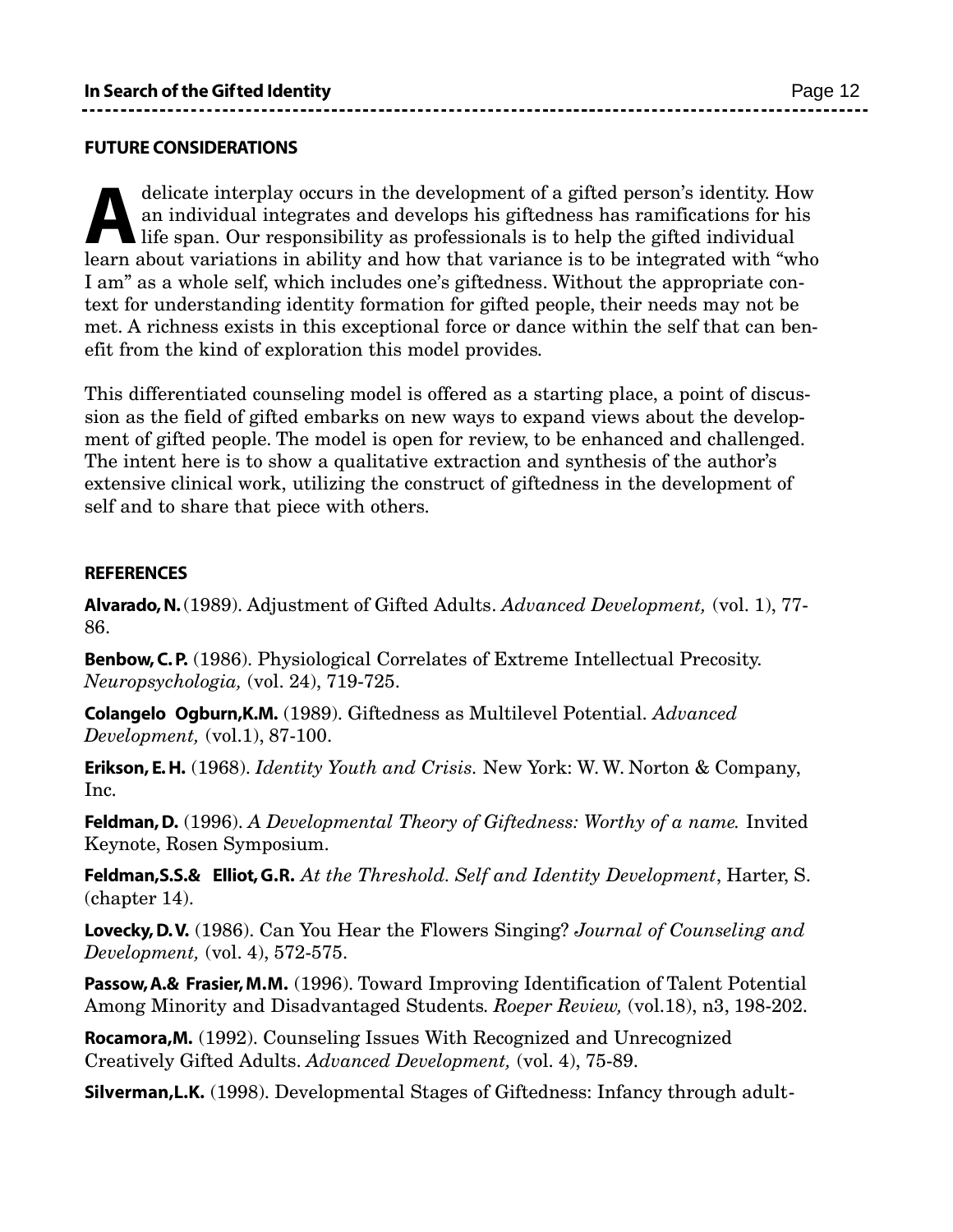## FUTURE CONSIDERATIONS

A delicate interplay occurs in the development of a gifted person's identity. How an individual integrates and develops his giftedness has ramifications for his life span. Our responsibility as professionals is to help the gifted individual learn about variations in ability and how that variance is to be integrated with "who I am" as a whole self, which includes one's giftedness. Without the appropriate context for understanding identity formation for gifted people, their needs may not be met. A richness exists in this exceptional force or dance within the self that can benefit from the kind of exploration this model provides.

This differentiated counseling model is offered as a starting place, a point of discussion as the field of gifted embarks on new ways to expand views about the development of gifted people. The model is open for review, to be enhanced and challenged. The intent here is to show a qualitative extraction and synthesis of the author's extensive clinical work, utilizing the construct of giftedness in the development of self and to share that piece with others.

## REFERENCES

**Alvarado, N.** (1989). Adjustment of Gifted Adults. *Advanced Development,* (vol. 1), 77-86.

**Benbow, C. P.** (1986). Physiological Correlates of Extreme Intellectual Precosity. *Neuropsychologia,* (vol. 24), 719-725.

**Colangelo Ogburn,K.M.** (1989). Giftedness as Multilevel Potential. *Advanced Development,* (vol.1), 87-100.

**Erikson, E. H.** (1968). *Identity Youth and Crisis.* New York: W. W. Norton & Company, Inc.

**Feldman, D.** (1996). *A Developmental Theory of Giftedness: Worthy of a name.* Invited Keynote, Rosen Symposium.

**Feldman,S.S.& Elliot, G.R.** *At the Threshold. Self and Identity Development*, Harter, S. (chapter 14).

**Lovecky, D. V.** (1986). Can You Hear the Flowers Singing? *Journal of Counseling and Development,* (vol. 4), 572-575.

**Passow, A.& Frasier, M.M.** (1996). Toward Improving Identification of Talent Potential Among Minority and Disadvantaged Students. *Roeper Review,* (vol.18), n3, 198-202.

**Rocamora,M.** (1992). Counseling Issues With Recognized and Unrecognized Creatively Gifted Adults. *Advanced Development,* (vol. 4), 75-89.

**Silverman,L.K.** (1998). Developmental Stages of Giftedness: Infancy through adult-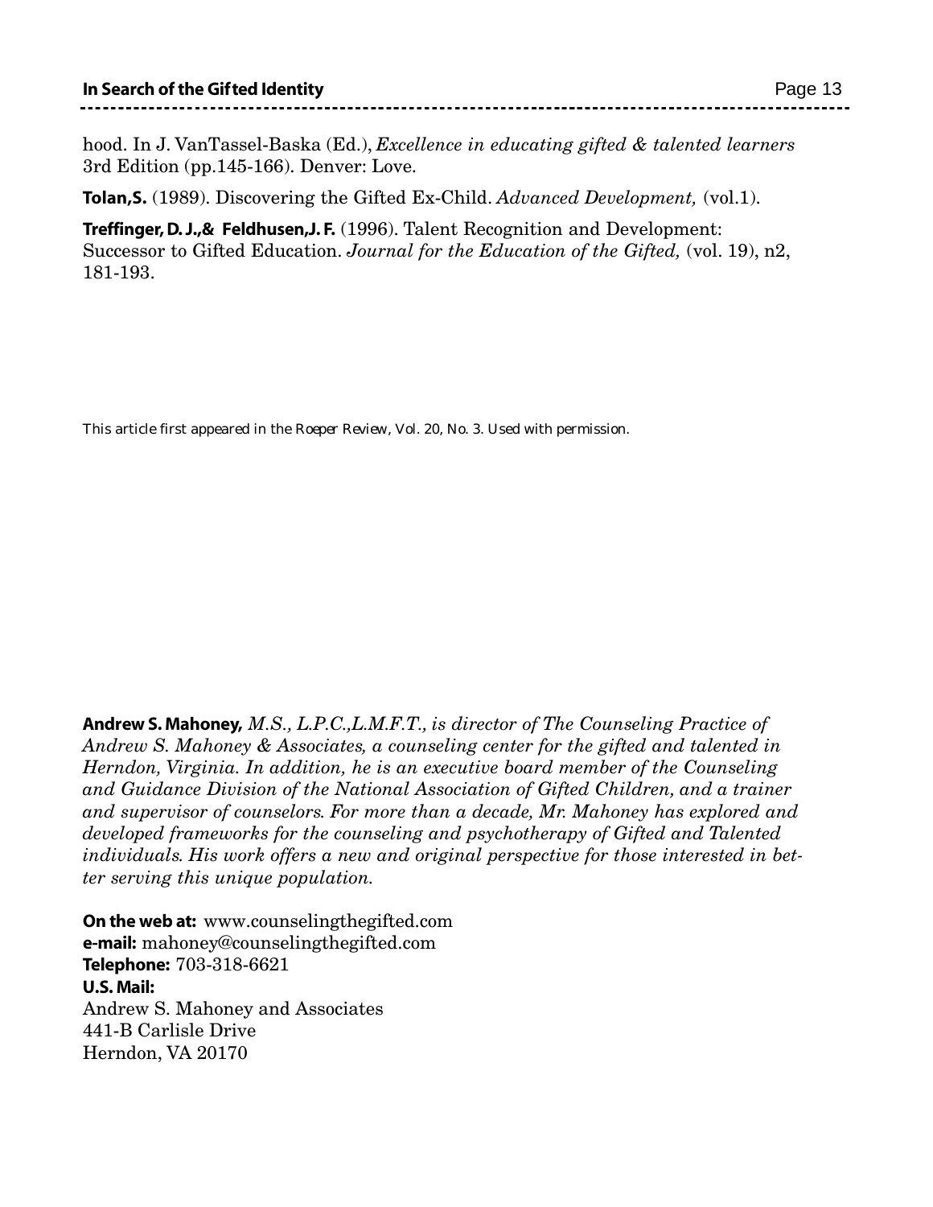hood. In J. VanTassel-Baska (Ed.), *Excellence in educating gifted & talented learners* 3rd Edition (pp.145-166). Denver: Love.

**Tolan,S.** (1989). Discovering the Gifted Ex-Child. *Advanced Development,* (vol.1).

**Treffinger, D. J.,& Feldhusen,J. F.** (1996). Talent Recognition and Development: Successor to Gifted Education. *Journal for the Education of the Gifted,* (vol. 19), n2, 181-193.

This article first appeared in the *Roeper Review*, Vol. 20, No. 3. Used with permission.

**Andrew S. Mahoney,** *M.S., L.P.C.,L.M.F.T., is director of The Counseling Practice of Andrew S. Mahoney & Associates, a counseling center for the gifted and talented in Herndon, Virginia. In addition, he is an executive board member of the Counseling and Guidance Division of the National Association of Gifted Children, and a trainer and supervisor of counselors. For more than a decade, Mr. Mahoney has explored and developed frameworks for the counseling and psychotherapy of Gifted and Talented individuals. His work offers a new and original perspective for those interested in better serving this unique population.*

**On the web at:** www.counselingthegifted.com
**e-mail:** mahoney@counselingthegifted.com
**Telephone:** 703-318-6621
**U.S. Mail:**
Andrew S. Mahoney and Associates
441-B Carlisle Drive
Herndon, VA 20170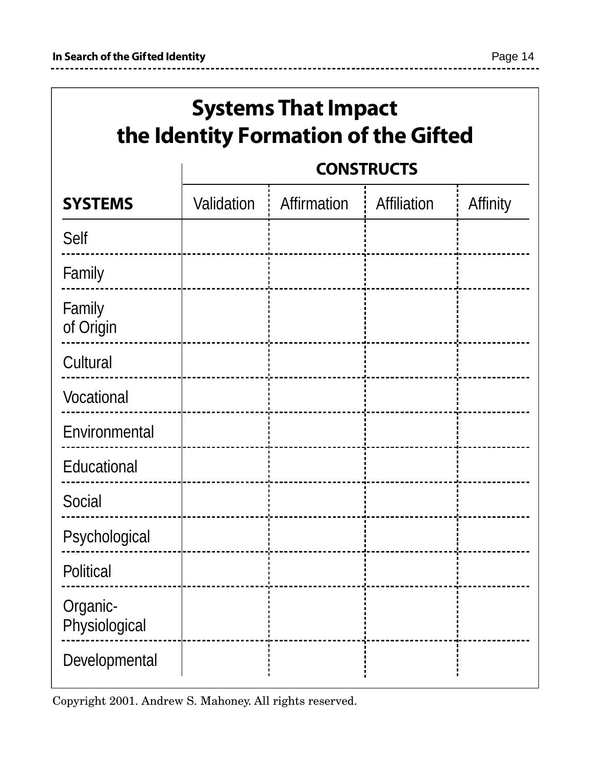# Systems That Impact the Identity Formation of the Gifted

| | CONSTRUCTS | | | |
|---|---|---|---|---|
| **SYSTEMS** | Validation | Affirmation | Affiliation | Affinity |
| Self | | | | |
| Family | | | | |
| Family of Origin | | | | |
| Cultural | | | | |
| Vocational | | | | |
| Environmental | | | | |
| Educational | | | | |
| Social | | | | |
| Psychological | | | | |
| Political | | | | |
| Organic-Physiological | | | | |
| Developmental | | | | |

Copyright 2001. Andrew S. Mahoney. All rights reserved.